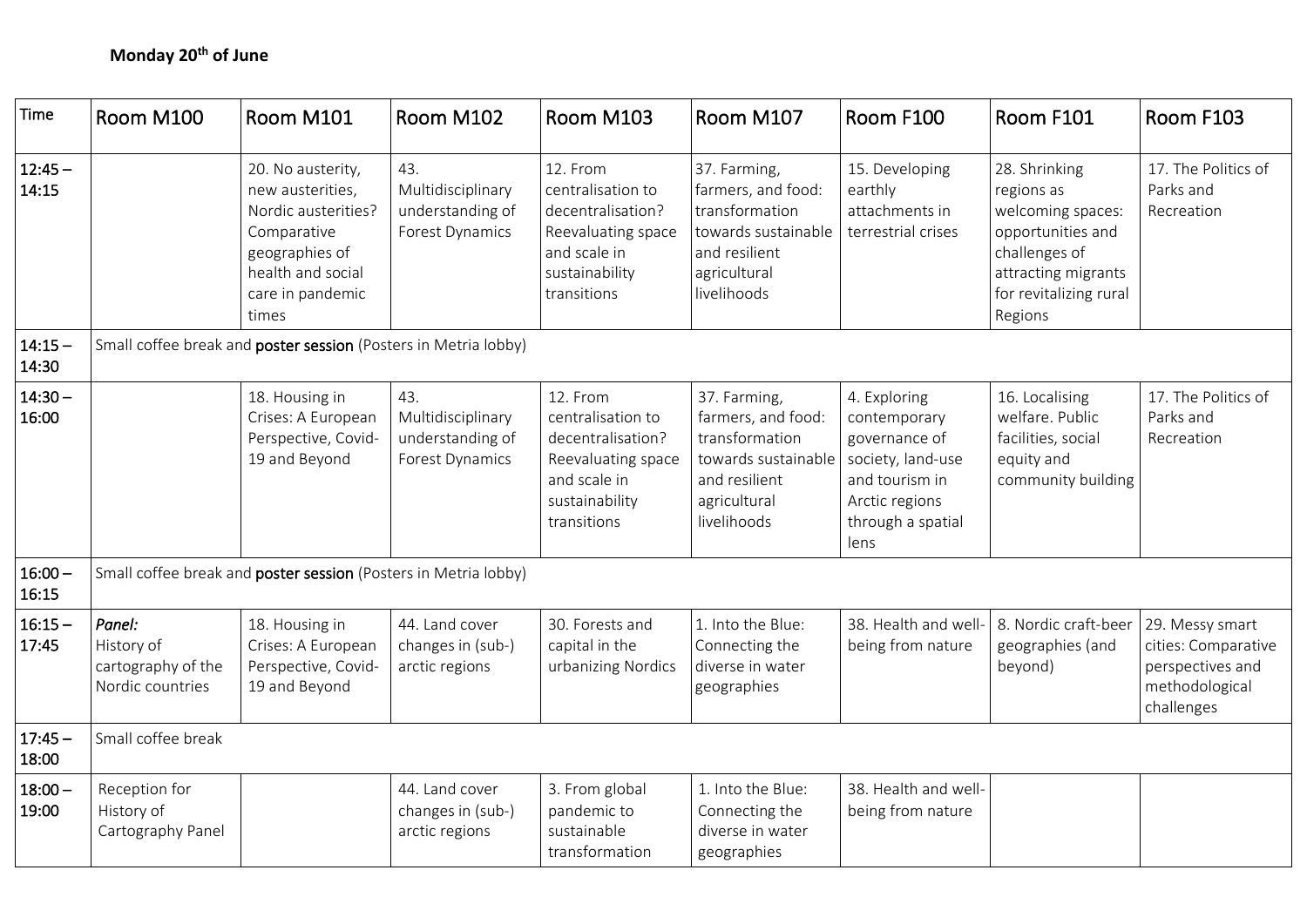**Monday 20th of June**

| Time | Room M100 | Room M101 | Room M102 | Room M103 | Room M107 | Room F100 | Room F101 | Room F103 |
|---|---|---|---|---|---|---|---|---|
| 12:45 – 14:15 | | 20. No austerity, new austerities, Nordic austerities? Comparative geographies of health and social care in pandemic times | 43. Multidisciplinary understanding of Forest Dynamics | 12. From centralisation to decentralisation? Reevaluating space and scale in sustainability transitions | 37. Farming, farmers, and food: transformation towards sustainable and resilient agricultural livelihoods | 15. Developing earthly attachments in terrestrial crises | 28. Shrinking regions as welcoming spaces: opportunities and challenges of attracting migrants for revitalizing rural Regions | 17. The Politics of Parks and Recreation |
| 14:15 – 14:30 | Small coffee break and **poster session** (Posters in Metria lobby) | | | | | | | |
| 14:30 – 16:00 | | 18. Housing in Crises: A European Perspective, Covid-19 and Beyond | 43. Multidisciplinary understanding of Forest Dynamics | 12. From centralisation to decentralisation? Reevaluating space and scale in sustainability transitions | 37. Farming, farmers, and food: transformation towards sustainable and resilient agricultural livelihoods | 4. Exploring contemporary governance of society, land-use and tourism in Arctic regions through a spatial lens | 16. Localising welfare. Public facilities, social equity and community building | 17. The Politics of Parks and Recreation |
| 16:00 – 16:15 | Small coffee break and **poster session** (Posters in Metria lobby) | | | | | | | |
| 16:15 – 17:45 | *Panel:* History of cartography of the Nordic countries | 18. Housing in Crises: A European Perspective, Covid-19 and Beyond | 44. Land cover changes in (sub-) arctic regions | 30. Forests and capital in the urbanizing Nordics | 1. Into the Blue: Connecting the diverse in water geographies | 38. Health and well-being from nature | 8. Nordic craft-beer geographies (and beyond) | 29. Messy smart cities: Comparative perspectives and methodological challenges |
| 17:45 – 18:00 | Small coffee break | | | | | | | |
| 18:00 – 19:00 | Reception for History of Cartography Panel | | 44. Land cover changes in (sub-) arctic regions | 3. From global pandemic to sustainable transformation | 1. Into the Blue: Connecting the diverse in water geographies | 38. Health and well-being from nature | | |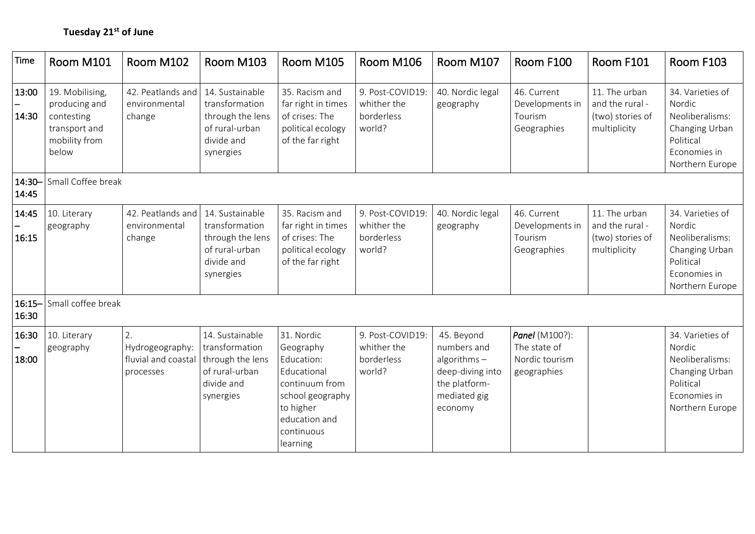**Tuesday 21st of June**

| Time | Room M101 | Room M102 | Room M103 | Room M105 | Room M106 | Room M107 | Room F100 | Room F101 | Room F103 |
|---|---|---|---|---|---|---|---|---|---|
| 13:00 – 14:30 | 19. Mobilising, producing and contesting transport and mobility from below | 42. Peatlands and environmental change | 14. Sustainable transformation through the lens of rural-urban divide and synergies | 35. Racism and far right in times of crises: The political ecology of the far right | 9. Post-COVID19: whither the borderless world? | 40. Nordic legal geography | 46. Current Developments in Tourism Geographies | 11. The urban and the rural - (two) stories of multiplicity | 34. Varieties of Nordic Neoliberalisms: Changing Urban Political Economies in Northern Europe |
| 14:30–14:45 | Small Coffee break | | | | | | | | |
| 14:45 – 16:15 | 10. Literary geography | 42. Peatlands and environmental change | 14. Sustainable transformation through the lens of rural-urban divide and synergies | 35. Racism and far right in times of crises: The political ecology of the far right | 9. Post-COVID19: whither the borderless world? | 40. Nordic legal geography | 46. Current Developments in Tourism Geographies | 11. The urban and the rural - (two) stories of multiplicity | 34. Varieties of Nordic Neoliberalisms: Changing Urban Political Economies in Northern Europe |
| 16:15–16:30 | Small coffee break | | | | | | | | |
| 16:30 – 18:00 | 10. Literary geography | 2. Hydrogeography: fluvial and coastal processes | 14. Sustainable transformation through the lens of rural-urban divide and synergies | 31. Nordic Geography Education: Educational continuum from school geography to higher education and continuous learning | 9. Post-COVID19: whither the borderless world? | 45. Beyond numbers and algorithms – deep-diving into the platform-mediated gig economy | ***Panel*** (M100?): The state of Nordic tourism geographies | | 34. Varieties of Nordic Neoliberalisms: Changing Urban Political Economies in Northern Europe |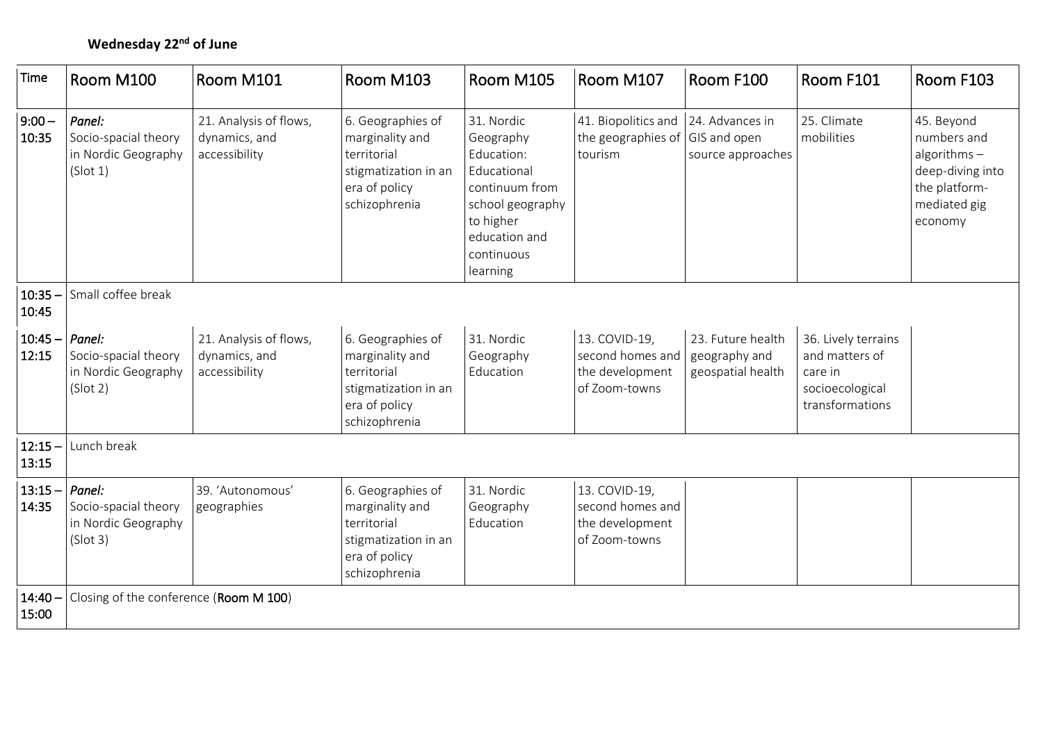**Wednesday 22nd of June**

| Time | Room M100 | Room M101 | Room M103 | Room M105 | Room M107 | Room F100 | Room F101 | Room F103 |
|---|---|---|---|---|---|---|---|---|
| 9:00 – 10:35 | *Panel:* Socio-spacial theory in Nordic Geography (Slot 1) | 21. Analysis of flows, dynamics, and accessibility | 6. Geographies of marginality and territorial stigmatization in an era of policy schizophrenia | 31. Nordic Geography Education: Educational continuum from school geography to higher education and continuous learning | 41. Biopolitics and the geographies of tourism | 24. Advances in GIS and open source approaches | 25. Climate mobilities | 45. Beyond numbers and algorithms – deep-diving into the platform-mediated gig economy |
| 10:35 – 10:45 | Small coffee break | | | | | | | |
| 10:45 – 12:15 | *Panel:* Socio-spacial theory in Nordic Geography (Slot 2) | 21. Analysis of flows, dynamics, and accessibility | 6. Geographies of marginality and territorial stigmatization in an era of policy schizophrenia | 31. Nordic Geography Education | 13. COVID-19, second homes and the development of Zoom-towns | 23. Future health geography and geospatial health | 36. Lively terrains and matters of care in socioecological transformations | |
| 12:15 – 13:15 | Lunch break | | | | | | | |
| 13:15 – 14:35 | *Panel:* Socio-spacial theory in Nordic Geography (Slot 3) | 39. 'Autonomous' geographies | 6. Geographies of marginality and territorial stigmatization in an era of policy schizophrenia | 31. Nordic Geography Education | 13. COVID-19, second homes and the development of Zoom-towns | | | |
| 14:40 – 15:00 | Closing of the conference (**Room M 100**) | | | | | | | |